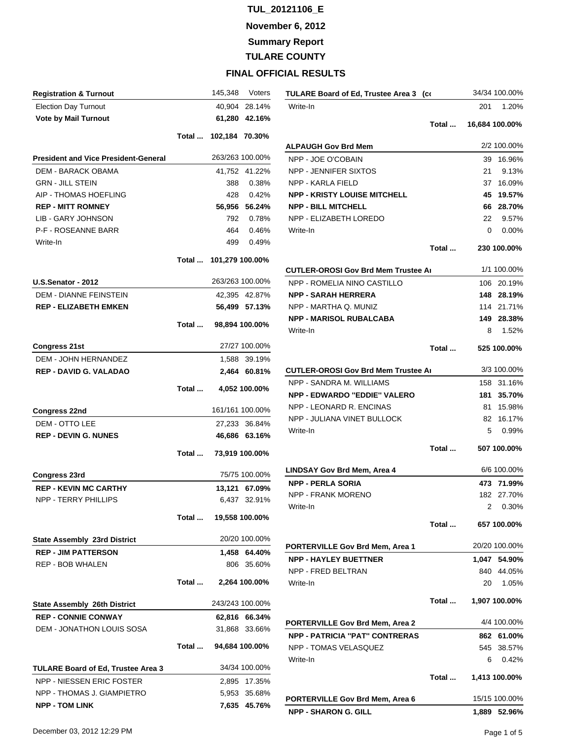# TUL_20121106_E

## November 6, 2012

## Summary Report

## TULARE COUNTY

## FINAL OFFICIAL RESULTS

| **Registration & Turnout** | | 145,348 | Voters |
|---|---|---|---|
| Election Day Turnout | | 40,904 | 28.14% |
| **Vote by Mail Turnout** | | **61,280** | **42.16%** |
| | **Total ...** | **102,184** | **70.30%** |

| **President and Vice President-General** | | 263/263 | 100.00% |
|---|---|---|---|
| DEM - BARACK OBAMA | | 41,752 | 41.22% |
| GRN - JILL STEIN | | 388 | 0.38% |
| AIP - THOMAS HOEFLING | | 428 | 0.42% |
| **REP - MITT ROMNEY** | | **56,956** | **56.24%** |
| LIB - GARY JOHNSON | | 792 | 0.78% |
| P-F - ROSEANNE BARR | | 464 | 0.46% |
| Write-In | | 499 | 0.49% |
| | **Total ...** | **101,279** | **100.00%** |

| **U.S.Senator - 2012** | | 263/263 | 100.00% |
|---|---|---|---|
| DEM - DIANNE FEINSTEIN | | 42,395 | 42.87% |
| **REP - ELIZABETH EMKEN** | | **56,499** | **57.13%** |
| | **Total ...** | **98,894** | **100.00%** |

| **Congress 21st** | | 27/27 | 100.00% |
|---|---|---|---|
| DEM - JOHN HERNANDEZ | | 1,588 | 39.19% |
| **REP - DAVID G. VALADAO** | | **2,464** | **60.81%** |
| | **Total ...** | **4,052** | **100.00%** |

| **Congress 22nd** | | 161/161 | 100.00% |
|---|---|---|---|
| DEM - OTTO LEE | | 27,233 | 36.84% |
| **REP - DEVIN G. NUNES** | | **46,686** | **63.16%** |
| | **Total ...** | **73,919** | **100.00%** |

| **Congress 23rd** | | 75/75 | 100.00% |
|---|---|---|---|
| **REP - KEVIN MC CARTHY** | | **13,121** | **67.09%** |
| NPP - TERRY PHILLIPS | | 6,437 | 32.91% |
| | **Total ...** | **19,558** | **100.00%** |

| **State Assembly 23rd District** | | 20/20 | 100.00% |
|---|---|---|---|
| **REP - JIM PATTERSON** | | **1,458** | **64.40%** |
| REP - BOB WHALEN | | 806 | 35.60% |
| | **Total ...** | **2,264** | **100.00%** |

| **State Assembly 26th District** | | 243/243 | 100.00% |
|---|---|---|---|
| **REP - CONNIE CONWAY** | | **62,816** | **66.34%** |
| DEM - JONATHON LOUIS SOSA | | 31,868 | 33.66% |
| | **Total ...** | **94,684** | **100.00%** |

| **TULARE Board of Ed, Trustee Area 3** | | 34/34 | 100.00% |
|---|---|---|---|
| NPP - NIESSEN ERIC FOSTER | | 2,895 | 17.35% |
| NPP - THOMAS J. GIAMPIETRO | | 5,953 | 35.68% |
| **NPP - TOM LINK** | | **7,635** | **45.76%** |
| Write-In | | 201 | 1.20% |
| | **Total ...** | **16,684** | **100.00%** |

| **ALPAUGH Gov Brd Mem** | | 2/2 | 100.00% |
|---|---|---|---|
| NPP - JOE O'COBAIN | | 39 | 16.96% |
| NPP - JENNIFER SIXTOS | | 21 | 9.13% |
| NPP - KARLA FIELD | | 37 | 16.09% |
| **NPP - KRISTY LOUISE MITCHELL** | | **45** | **19.57%** |
| **NPP - BILL MITCHELL** | | **66** | **28.70%** |
| NPP - ELIZABETH LOREDO | | 22 | 9.57% |
| Write-In | | 0 | 0.00% |
| | **Total ...** | **230** | **100.00%** |

| **CUTLER-OROSI Gov Brd Mem Trustee A** | | 1/1 | 100.00% |
|---|---|---|---|
| NPP - ROMELIA NINO CASTILLO | | 106 | 20.19% |
| **NPP - SARAH HERRERA** | | **148** | **28.19%** |
| NPP - MARTHA Q. MUNIZ | | 114 | 21.71% |
| **NPP - MARISOL RUBALCABA** | | **149** | **28.38%** |
| Write-In | | 8 | 1.52% |
| | **Total ...** | **525** | **100.00%** |

| **CUTLER-OROSI Gov Brd Mem Trustee A** | | 3/3 | 100.00% |
|---|---|---|---|
| NPP - SANDRA M. WILLIAMS | | 158 | 31.16% |
| **NPP - EDWARDO "EDDIE" VALERO** | | **181** | **35.70%** |
| NPP - LEONARD R. ENCINAS | | 81 | 15.98% |
| NPP - JULIANA VINET BULLOCK | | 82 | 16.17% |
| Write-In | | 5 | 0.99% |
| | **Total ...** | **507** | **100.00%** |

| **LINDSAY Gov Brd Mem, Area 4** | | 6/6 | 100.00% |
|---|---|---|---|
| **NPP - PERLA SORIA** | | **473** | **71.99%** |
| NPP - FRANK MORENO | | 182 | 27.70% |
| Write-In | | 2 | 0.30% |
| | **Total ...** | **657** | **100.00%** |

| **PORTERVILLE Gov Brd Mem, Area 1** | | 20/20 | 100.00% |
|---|---|---|---|
| **NPP - HAYLEY BUETTNER** | | **1,047** | **54.90%** |
| NPP - FRED BELTRAN | | 840 | 44.05% |
| Write-In | | 20 | 1.05% |
| | **Total ...** | **1,907** | **100.00%** |

| **PORTERVILLE Gov Brd Mem, Area 2** | | 4/4 | 100.00% |
|---|---|---|---|
| **NPP - PATRICIA "PAT" CONTRERAS** | | **862** | **61.00%** |
| NPP - TOMAS VELASQUEZ | | 545 | 38.57% |
| Write-In | | 6 | 0.42% |
| | **Total ...** | **1,413** | **100.00%** |

| **PORTERVILLE Gov Brd Mem, Area 6** | | 15/15 | 100.00% |
|---|---|---|---|
| **NPP - SHARON G. GILL** | | **1,889** | **52.96%** |

December 03, 2012 12:29 PM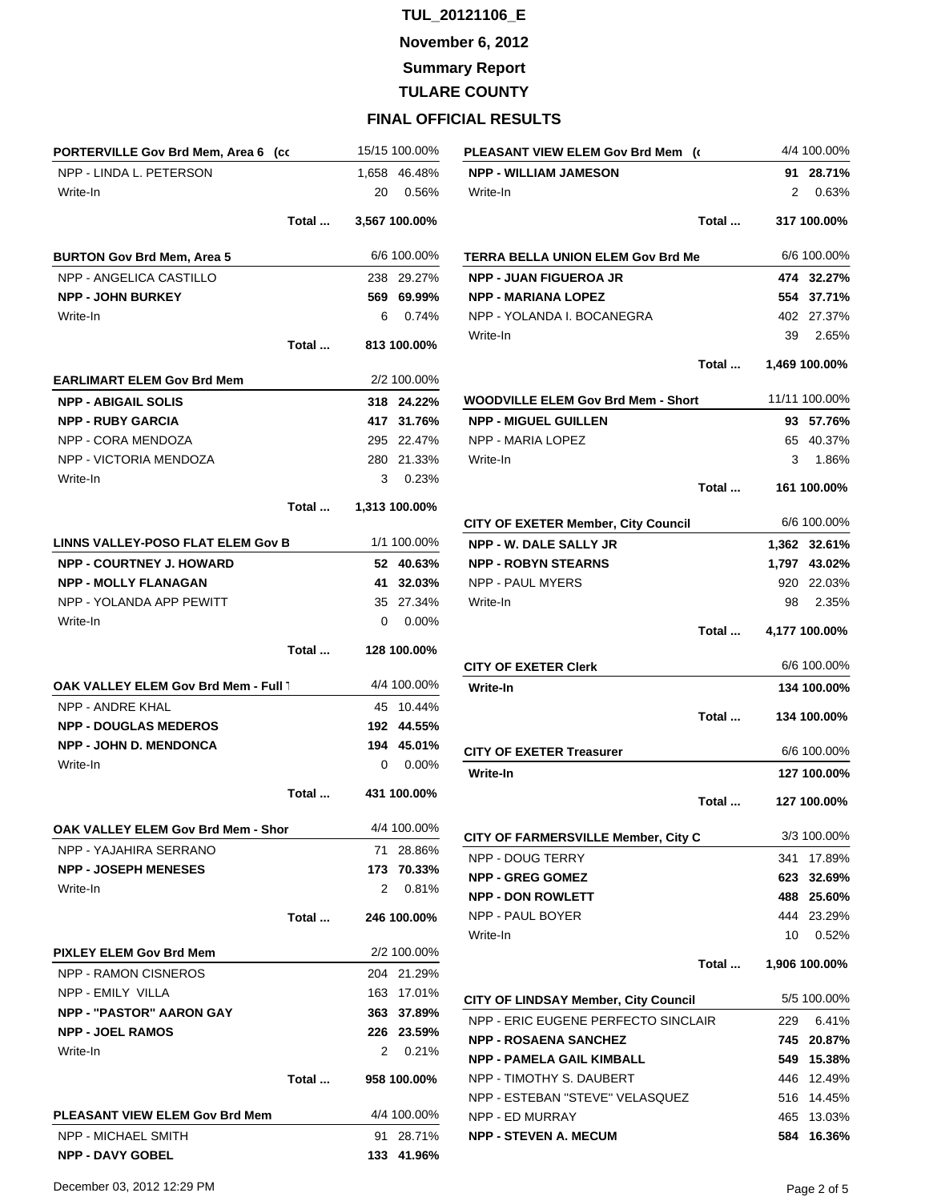# TUL_20121106_E

# November 6, 2012

# Summary Report

# TULARE COUNTY

# FINAL OFFICIAL RESULTS

| PORTERVILLE Gov Brd Mem, Area 6 (cc | | 15/15 100.00% |
|---|---|---|
| NPP - LINDA L. PETERSON | 1,658 | 46.48% |
| Write-In | 20 | 0.56% |
| Total ... | 3,567 | 100.00% |

| BURTON Gov Brd Mem, Area 5 | | 6/6 100.00% |
|---|---|---|
| NPP - ANGELICA CASTILLO | 238 | 29.27% |
| **NPP - JOHN BURKEY** | **569** | **69.99%** |
| Write-In | 6 | 0.74% |
| Total ... | 813 | 100.00% |

| EARLIMART ELEM Gov Brd Mem | | 2/2 100.00% |
|---|---|---|
| **NPP - ABIGAIL SOLIS** | **318** | **24.22%** |
| **NPP - RUBY GARCIA** | **417** | **31.76%** |
| NPP - CORA MENDOZA | 295 | 22.47% |
| NPP - VICTORIA MENDOZA | 280 | 21.33% |
| Write-In | 3 | 0.23% |
| Total ... | 1,313 | 100.00% |

| LINNS VALLEY-POSO FLAT ELEM Gov B | | 1/1 100.00% |
|---|---|---|
| **NPP - COURTNEY J. HOWARD** | **52** | **40.63%** |
| **NPP - MOLLY FLANAGAN** | **41** | **32.03%** |
| NPP - YOLANDA APP PEWITT | 35 | 27.34% |
| Write-In | 0 | 0.00% |
| Total ... | 128 | 100.00% |

| OAK VALLEY ELEM Gov Brd Mem - Full T | | 4/4 100.00% |
|---|---|---|
| NPP - ANDRE KHAL | 45 | 10.44% |
| **NPP - DOUGLAS MEDEROS** | **192** | **44.55%** |
| **NPP - JOHN D. MENDONCA** | **194** | **45.01%** |
| Write-In | 0 | 0.00% |
| Total ... | 431 | 100.00% |

| OAK VALLEY ELEM Gov Brd Mem - Shor | | 4/4 100.00% |
|---|---|---|
| NPP - YAJAHIRA SERRANO | 71 | 28.86% |
| **NPP - JOSEPH MENESES** | **173** | **70.33%** |
| Write-In | 2 | 0.81% |
| Total ... | 246 | 100.00% |

| PIXLEY ELEM Gov Brd Mem | | 2/2 100.00% |
|---|---|---|
| NPP - RAMON CISNEROS | 204 | 21.29% |
| NPP - EMILY VILLA | 163 | 17.01% |
| **NPP - "PASTOR" AARON GAY** | **363** | **37.89%** |
| **NPP - JOEL RAMOS** | **226** | **23.59%** |
| Write-In | 2 | 0.21% |
| Total ... | 958 | 100.00% |

| PLEASANT VIEW ELEM Gov Brd Mem | | 4/4 100.00% |
|---|---|---|
| NPP - MICHAEL SMITH | 91 | 28.71% |
| **NPP - DAVY GOBEL** | **133** | **41.96%** |
| **NPP - WILLIAM JAMESON** | **91** | **28.71%** |
| Write-In | 2 | 0.63% |
| Total ... | 317 | 100.00% |

| TERRA BELLA UNION ELEM Gov Brd Me | | 6/6 100.00% |
|---|---|---|
| **NPP - JUAN FIGUEROA JR** | **474** | **32.27%** |
| **NPP - MARIANA LOPEZ** | **554** | **37.71%** |
| NPP - YOLANDA I. BOCANEGRA | 402 | 27.37% |
| Write-In | 39 | 2.65% |
| Total ... | 1,469 | 100.00% |

| WOODVILLE ELEM Gov Brd Mem - Short | | 11/11 100.00% |
|---|---|---|
| **NPP - MIGUEL GUILLEN** | **93** | **57.76%** |
| NPP - MARIA LOPEZ | 65 | 40.37% |
| Write-In | 3 | 1.86% |
| Total ... | 161 | 100.00% |

| CITY OF EXETER Member, City Council | | 6/6 100.00% |
|---|---|---|
| **NPP - W. DALE SALLY JR** | **1,362** | **32.61%** |
| **NPP - ROBYN STEARNS** | **1,797** | **43.02%** |
| NPP - PAUL MYERS | 920 | 22.03% |
| Write-In | 98 | 2.35% |
| Total ... | 4,177 | 100.00% |

| CITY OF EXETER Clerk | | 6/6 100.00% |
|---|---|---|
| **Write-In** | **134** | **100.00%** |
| Total ... | 134 | 100.00% |

| CITY OF EXETER Treasurer | | 6/6 100.00% |
|---|---|---|
| **Write-In** | **127** | **100.00%** |
| Total ... | 127 | 100.00% |

| CITY OF FARMERSVILLE Member, City C | | 3/3 100.00% |
|---|---|---|
| NPP - DOUG TERRY | 341 | 17.89% |
| **NPP - GREG GOMEZ** | **623** | **32.69%** |
| **NPP - DON ROWLETT** | **488** | **25.60%** |
| NPP - PAUL BOYER | 444 | 23.29% |
| Write-In | 10 | 0.52% |
| Total ... | 1,906 | 100.00% |

| CITY OF LINDSAY Member, City Council | | 5/5 100.00% |
|---|---|---|
| NPP - ERIC EUGENE PERFECTO SINCLAIR | 229 | 6.41% |
| **NPP - ROSAENA SANCHEZ** | **745** | **20.87%** |
| **NPP - PAMELA GAIL KIMBALL** | **549** | **15.38%** |
| NPP - TIMOTHY S. DAUBERT | 446 | 12.49% |
| NPP - ESTEBAN "STEVE" VELASQUEZ | 516 | 14.45% |
| NPP - ED MURRAY | 465 | 13.03% |
| **NPP - STEVEN A. MECUM** | **584** | **16.36%** |

December 03, 2012 12:29 PM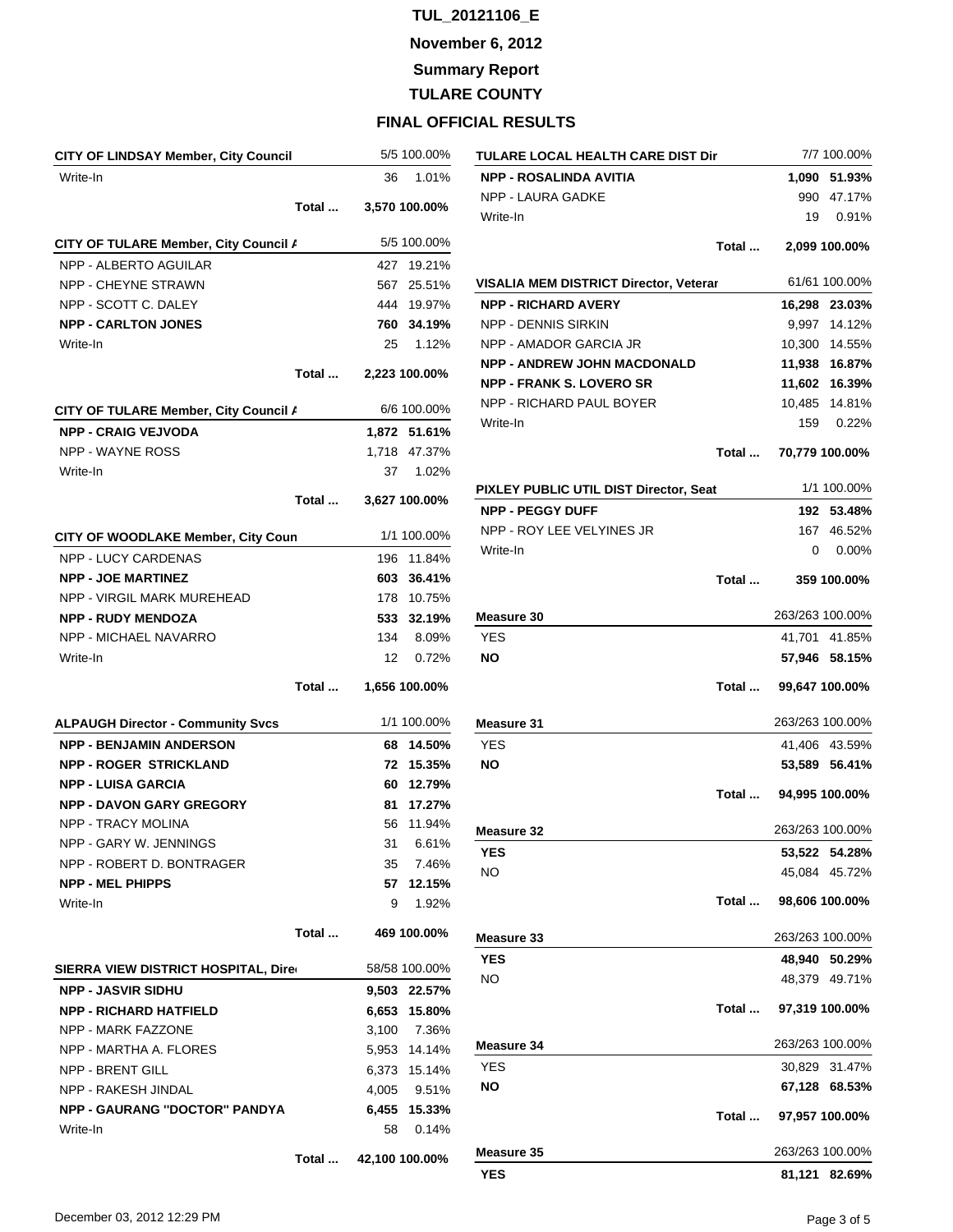# TUL_20121106_E

**November 6, 2012**

**Summary Report**

**TULARE COUNTY**

**FINAL OFFICIAL RESULTS**

| CITY OF LINDSAY Member, City Council | 5/5 | 100.00% |
|---|---|---|
| Write-In | 36 | 1.01% |
| Total ... | 3,570 | 100.00% |

| CITY OF TULARE Member, City Council A | 5/5 | 100.00% |
|---|---|---|
| NPP - ALBERTO AGUILAR | 427 | 19.21% |
| NPP - CHEYNE STRAWN | 567 | 25.51% |
| NPP - SCOTT C. DALEY | 444 | 19.97% |
| **NPP - CARLTON JONES** | **760** | **34.19%** |
| Write-In | 25 | 1.12% |
| Total ... | 2,223 | 100.00% |

| CITY OF TULARE Member, City Council A | 6/6 | 100.00% |
|---|---|---|
| **NPP - CRAIG VEJVODA** | **1,872** | **51.61%** |
| NPP - WAYNE ROSS | 1,718 | 47.37% |
| Write-In | 37 | 1.02% |
| Total ... | 3,627 | 100.00% |

| CITY OF WOODLAKE Member, City Coun | 1/1 | 100.00% |
|---|---|---|
| NPP - LUCY CARDENAS | 196 | 11.84% |
| **NPP - JOE MARTINEZ** | **603** | **36.41%** |
| NPP - VIRGIL MARK MUREHEAD | 178 | 10.75% |
| **NPP - RUDY MENDOZA** | **533** | **32.19%** |
| NPP - MICHAEL NAVARRO | 134 | 8.09% |
| Write-In | 12 | 0.72% |
| Total ... | 1,656 | 100.00% |

| ALPAUGH Director - Community Svcs | 1/1 | 100.00% |
|---|---|---|
| **NPP - BENJAMIN ANDERSON** | **68** | **14.50%** |
| **NPP - ROGER STRICKLAND** | **72** | **15.35%** |
| **NPP - LUISA GARCIA** | **60** | **12.79%** |
| **NPP - DAVON GARY GREGORY** | **81** | **17.27%** |
| NPP - TRACY MOLINA | 56 | 11.94% |
| NPP - GARY W. JENNINGS | 31 | 6.61% |
| NPP - ROBERT D. BONTRAGER | 35 | 7.46% |
| **NPP - MEL PHIPPS** | **57** | **12.15%** |
| Write-In | 9 | 1.92% |
| Total ... | 469 | 100.00% |

| SIERRA VIEW DISTRICT HOSPITAL, Dire | 58/58 | 100.00% |
|---|---|---|
| **NPP - JASVIR SIDHU** | **9,503** | **22.57%** |
| **NPP - RICHARD HATFIELD** | **6,653** | **15.80%** |
| NPP - MARK FAZZONE | 3,100 | 7.36% |
| NPP - MARTHA A. FLORES | 5,953 | 14.14% |
| NPP - BRENT GILL | 6,373 | 15.14% |
| NPP - RAKESH JINDAL | 4,005 | 9.51% |
| **NPP - GAURANG "DOCTOR" PANDYA** | **6,455** | **15.33%** |
| Write-In | 58 | 0.14% |
| Total ... | 42,100 | 100.00% |

| TULARE LOCAL HEALTH CARE DIST Dir | 7/7 | 100.00% |
|---|---|---|
| **NPP - ROSALINDA AVITIA** | **1,090** | **51.93%** |
| NPP - LAURA GADKE | 990 | 47.17% |
| Write-In | 19 | 0.91% |
| Total ... | 2,099 | 100.00% |

| VISALIA MEM DISTRICT Director, Veterar | 61/61 | 100.00% |
|---|---|---|
| **NPP - RICHARD AVERY** | **16,298** | **23.03%** |
| NPP - DENNIS SIRKIN | 9,997 | 14.12% |
| NPP - AMADOR GARCIA JR | 10,300 | 14.55% |
| **NPP - ANDREW JOHN MACDONALD** | **11,938** | **16.87%** |
| **NPP - FRANK S. LOVERO SR** | **11,602** | **16.39%** |
| NPP - RICHARD PAUL BOYER | 10,485 | 14.81% |
| Write-In | 159 | 0.22% |
| Total ... | 70,779 | 100.00% |

| PIXLEY PUBLIC UTIL DIST Director, Seat | 1/1 | 100.00% |
|---|---|---|
| **NPP - PEGGY DUFF** | **192** | **53.48%** |
| NPP - ROY LEE VELYINES JR | 167 | 46.52% |
| Write-In | 0 | 0.00% |
| Total ... | 359 | 100.00% |

| Measure 30 | 263/263 | 100.00% |
|---|---|---|
| YES | 41,701 | 41.85% |
| **NO** | **57,946** | **58.15%** |
| Total ... | 99,647 | 100.00% |

| Measure 31 | 263/263 | 100.00% |
|---|---|---|
| YES | 41,406 | 43.59% |
| **NO** | **53,589** | **56.41%** |
| Total ... | 94,995 | 100.00% |

| Measure 32 | 263/263 | 100.00% |
|---|---|---|
| **YES** | **53,522** | **54.28%** |
| NO | 45,084 | 45.72% |
| Total ... | 98,606 | 100.00% |

| Measure 33 | 263/263 | 100.00% |
|---|---|---|
| **YES** | **48,940** | **50.29%** |
| NO | 48,379 | 49.71% |
| Total ... | 97,319 | 100.00% |

| Measure 34 | 263/263 | 100.00% |
|---|---|---|
| YES | 30,829 | 31.47% |
| **NO** | **67,128** | **68.53%** |
| Total ... | 97,957 | 100.00% |

| Measure 35 | 263/263 | 100.00% |
|---|---|---|
| **YES** | **81,121** | **82.69%** |

December 03, 2012 12:29 PM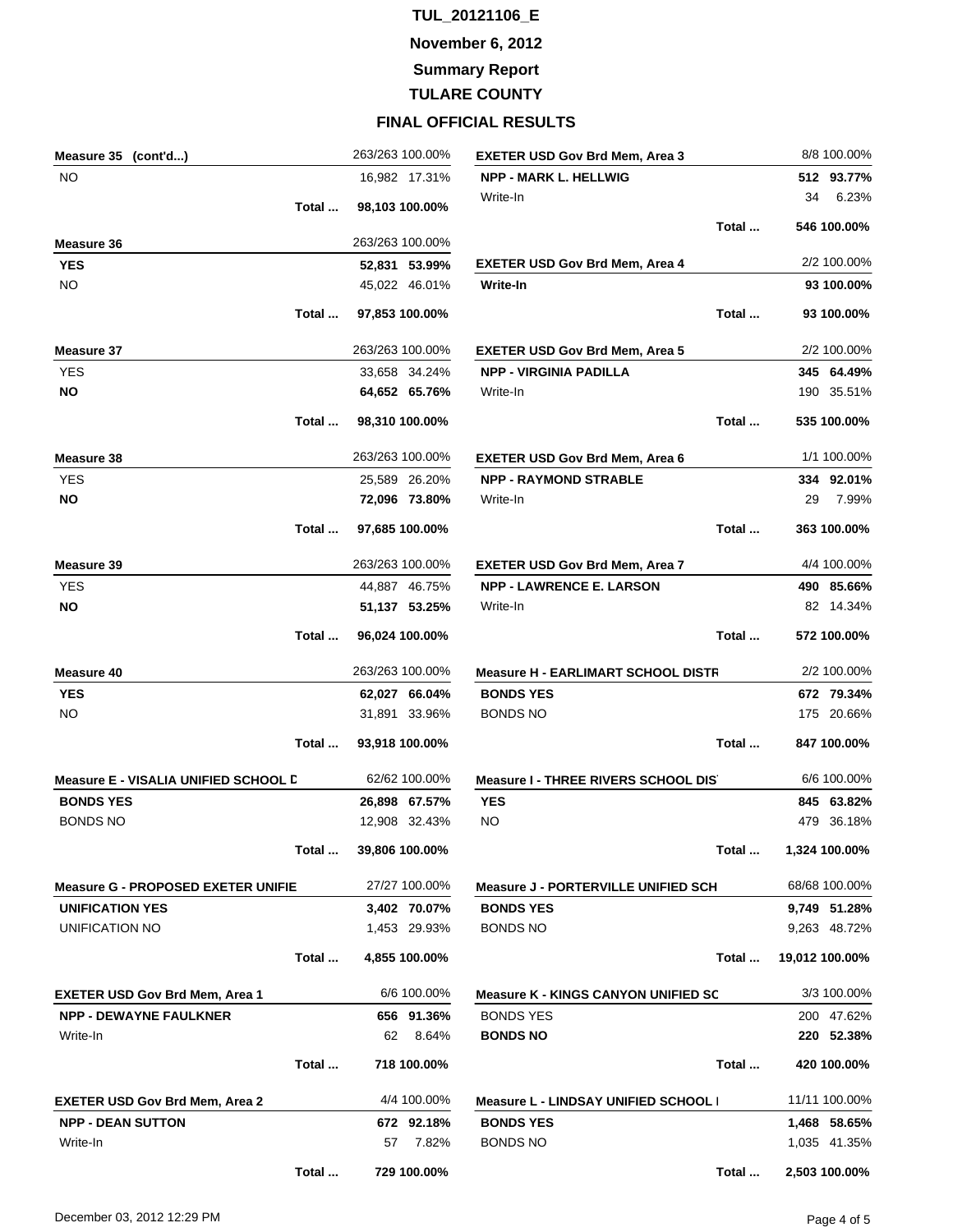**TUL_20121106_E**

**November 6, 2012**

**Summary Report**

**TULARE COUNTY**

**FINAL OFFICIAL RESULTS**

| Measure 35 (cont'd...) | | 263/263 100.00% |
|---|---|---|
| NO | 16,982 | 17.31% |
| Total ... | 98,103 | 100.00% |

| Measure 36 | | 263/263 100.00% |
|---|---|---|
| **YES** | **52,831** | **53.99%** |
| NO | 45,022 | 46.01% |
| Total ... | 97,853 | 100.00% |

| Measure 37 | | 263/263 100.00% |
|---|---|---|
| YES | 33,658 | 34.24% |
| **NO** | **64,652** | **65.76%** |
| Total ... | 98,310 | 100.00% |

| Measure 38 | | 263/263 100.00% |
|---|---|---|
| YES | 25,589 | 26.20% |
| **NO** | **72,096** | **73.80%** |
| Total ... | 97,685 | 100.00% |

| Measure 39 | | 263/263 100.00% |
|---|---|---|
| YES | 44,887 | 46.75% |
| **NO** | **51,137** | **53.25%** |
| Total ... | 96,024 | 100.00% |

| Measure 40 | | 263/263 100.00% |
|---|---|---|
| **YES** | **62,027** | **66.04%** |
| NO | 31,891 | 33.96% |
| Total ... | 93,918 | 100.00% |

| Measure E - VISALIA UNIFIED SCHOOL D | | 62/62 100.00% |
|---|---|---|
| **BONDS YES** | **26,898** | **67.57%** |
| BONDS NO | 12,908 | 32.43% |
| Total ... | 39,806 | 100.00% |

| Measure G - PROPOSED EXETER UNIFIE | | 27/27 100.00% |
|---|---|---|
| **UNIFICATION YES** | **3,402** | **70.07%** |
| UNIFICATION NO | 1,453 | 29.93% |
| Total ... | 4,855 | 100.00% |

| EXETER USD Gov Brd Mem, Area 1 | | 6/6 100.00% |
|---|---|---|
| **NPP - DEWAYNE FAULKNER** | **656** | **91.36%** |
| Write-In | 62 | 8.64% |
| Total ... | 718 | 100.00% |

| EXETER USD Gov Brd Mem, Area 2 | | 4/4 100.00% |
|---|---|---|
| **NPP - DEAN SUTTON** | **672** | **92.18%** |
| Write-In | 57 | 7.82% |
| Total ... | 729 | 100.00% |

| EXETER USD Gov Brd Mem, Area 3 | | 8/8 100.00% |
|---|---|---|
| **NPP - MARK L. HELLWIG** | **512** | **93.77%** |
| Write-In | 34 | 6.23% |
| Total ... | 546 | 100.00% |

| EXETER USD Gov Brd Mem, Area 4 | | 2/2 100.00% |
|---|---|---|
| **Write-In** | **93** | **100.00%** |
| Total ... | 93 | 100.00% |

| EXETER USD Gov Brd Mem, Area 5 | | 2/2 100.00% |
|---|---|---|
| **NPP - VIRGINIA PADILLA** | **345** | **64.49%** |
| Write-In | 190 | 35.51% |
| Total ... | 535 | 100.00% |

| EXETER USD Gov Brd Mem, Area 6 | | 1/1 100.00% |
|---|---|---|
| **NPP - RAYMOND STRABLE** | **334** | **92.01%** |
| Write-In | 29 | 7.99% |
| Total ... | 363 | 100.00% |

| EXETER USD Gov Brd Mem, Area 7 | | 4/4 100.00% |
|---|---|---|
| **NPP - LAWRENCE E. LARSON** | **490** | **85.66%** |
| Write-In | 82 | 14.34% |
| Total ... | 572 | 100.00% |

| Measure H - EARLIMART SCHOOL DISTR | | 2/2 100.00% |
|---|---|---|
| **BONDS YES** | **672** | **79.34%** |
| BONDS NO | 175 | 20.66% |
| Total ... | 847 | 100.00% |

| Measure I - THREE RIVERS SCHOOL DIS | | 6/6 100.00% |
|---|---|---|
| **YES** | **845** | **63.82%** |
| NO | 479 | 36.18% |
| Total ... | 1,324 | 100.00% |

| Measure J - PORTERVILLE UNIFIED SCH | | 68/68 100.00% |
|---|---|---|
| **BONDS YES** | **9,749** | **51.28%** |
| BONDS NO | 9,263 | 48.72% |
| Total ... | 19,012 | 100.00% |

| Measure K - KINGS CANYON UNIFIED SC | | 3/3 100.00% |
|---|---|---|
| BONDS YES | 200 | 47.62% |
| **BONDS NO** | **220** | **52.38%** |
| Total ... | 420 | 100.00% |

| Measure L - LINDSAY UNIFIED SCHOOL I | | 11/11 100.00% |
|---|---|---|
| **BONDS YES** | **1,468** | **58.65%** |
| BONDS NO | 1,035 | 41.35% |
| Total ... | 2,503 | 100.00% |

December 03, 2012 12:29 PM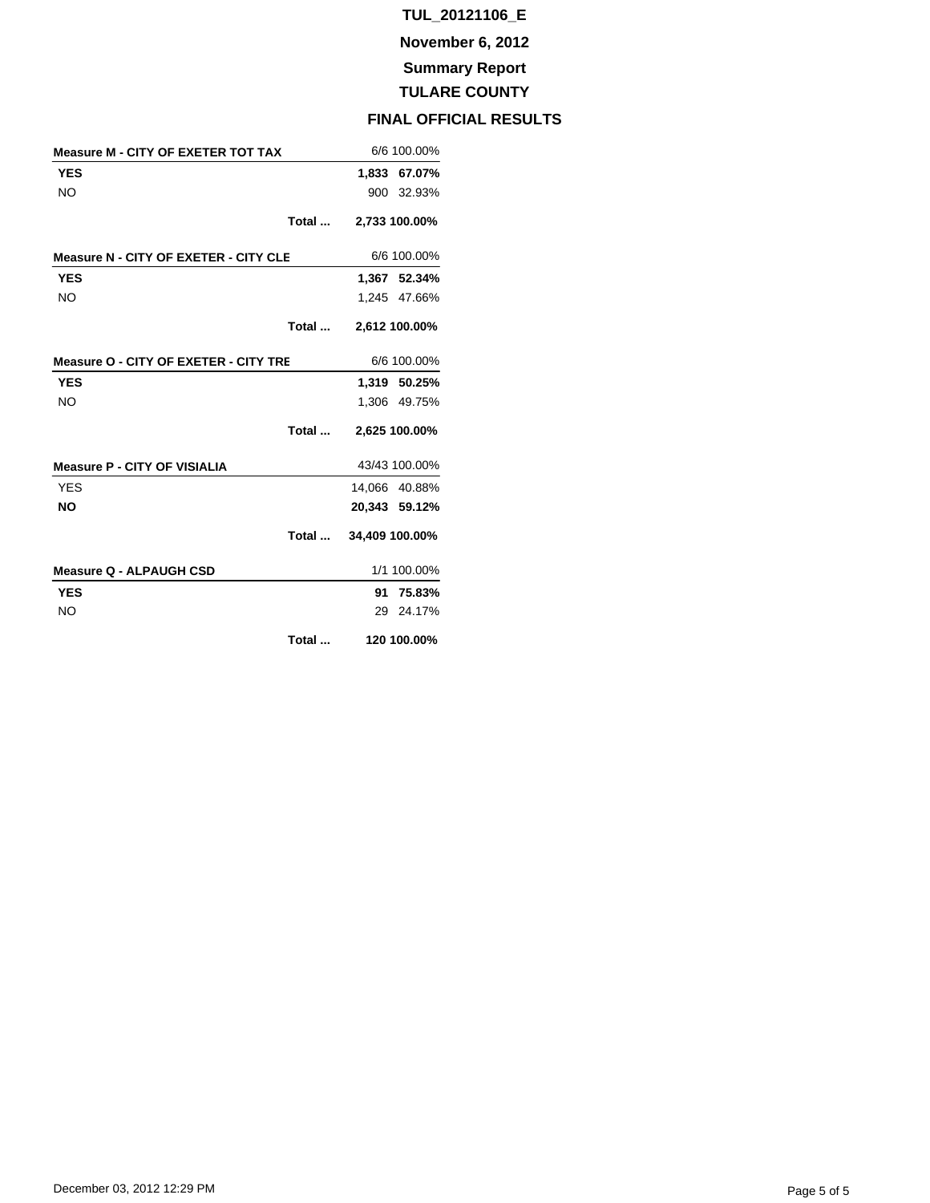# TUL_20121106_E

## November 6, 2012

## Summary Report

## TULARE COUNTY

## FINAL OFFICIAL RESULTS

| Measure M - CITY OF EXETER TOT TAX | | 6/6 100.00% |
|---|---|---|
| **YES** | **1,833** | **67.07%** |
| NO | 900 | 32.93% |
| **Total ...** | **2,733** | **100.00%** |

| Measure N - CITY OF EXETER - CITY CLE | | 6/6 100.00% |
|---|---|---|
| **YES** | **1,367** | **52.34%** |
| NO | 1,245 | 47.66% |
| **Total ...** | **2,612** | **100.00%** |

| Measure O - CITY OF EXETER - CITY TRE | | 6/6 100.00% |
|---|---|---|
| **YES** | **1,319** | **50.25%** |
| NO | 1,306 | 49.75% |
| **Total ...** | **2,625** | **100.00%** |

| Measure P - CITY OF VISIALIA | | 43/43 100.00% |
|---|---|---|
| YES | 14,066 | 40.88% |
| **NO** | **20,343** | **59.12%** |
| **Total ...** | **34,409** | **100.00%** |

| Measure Q - ALPAUGH CSD | | 1/1 100.00% |
|---|---|---|
| **YES** | **91** | **75.83%** |
| NO | 29 | 24.17% |
| **Total ...** | **120** | **100.00%** |

December 03, 2012 12:29 PM